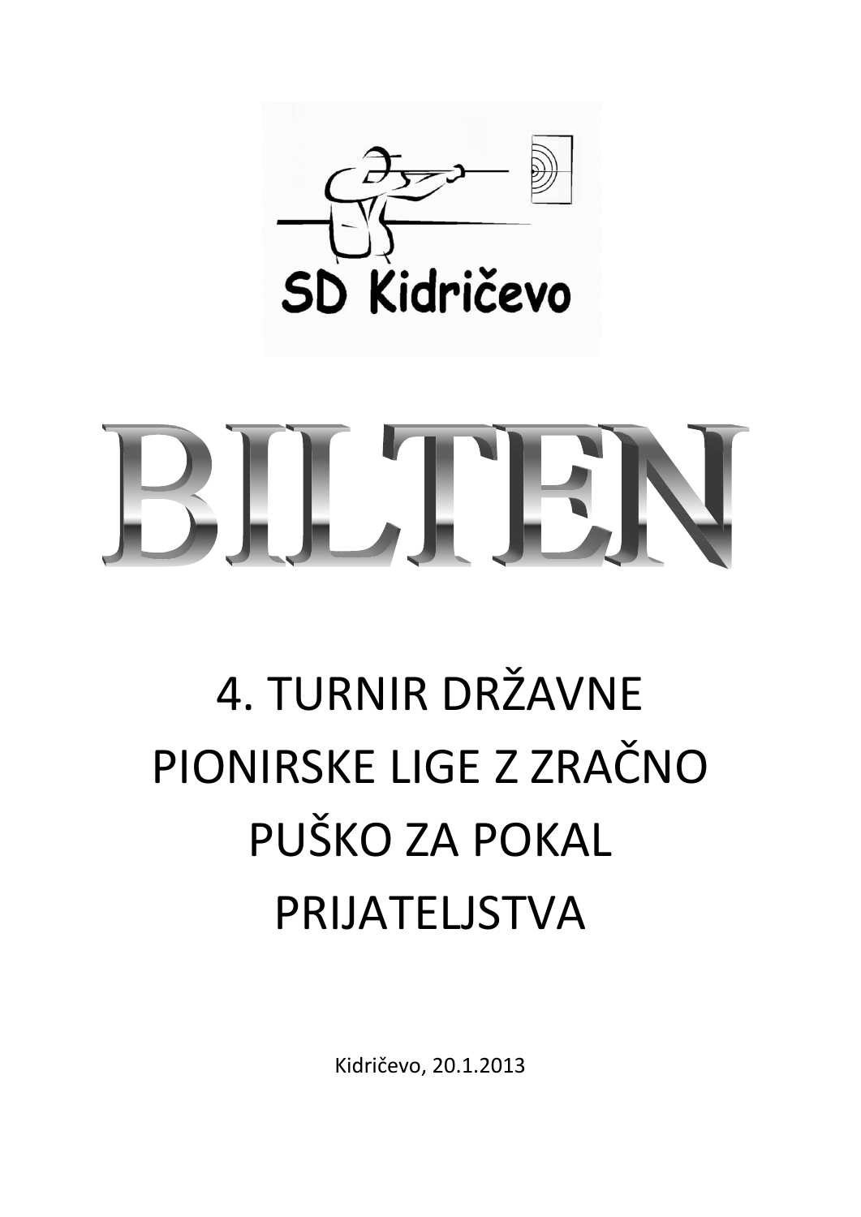SD Kidričevo

# BILTEN

## 4. TURNIR DRŽAVNE PIONIRSKE LIGE Z ZRAČNO PUŠKO ZA POKAL PRIJATELJSTVA

Kidričevo, 20.1.2013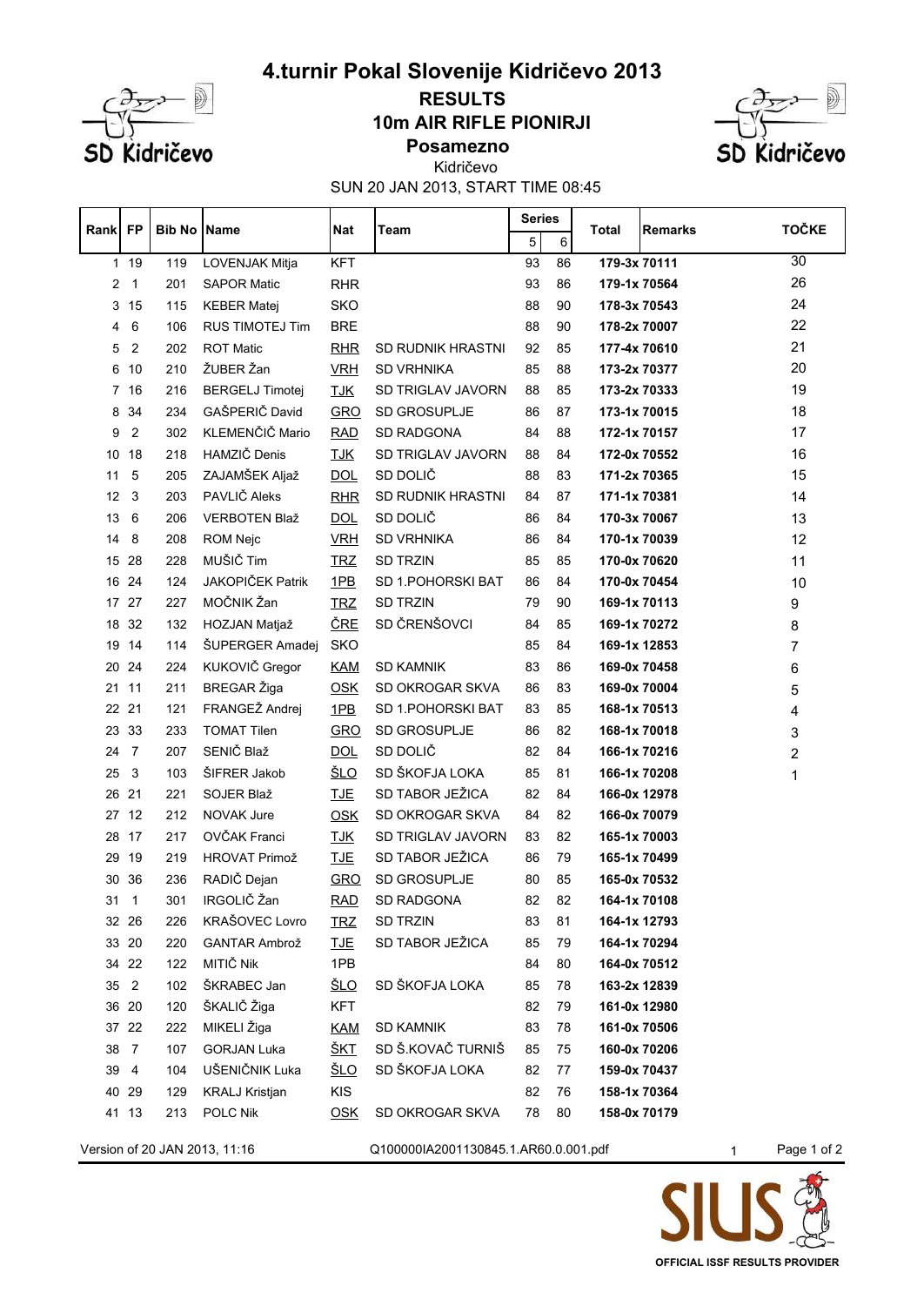# 4.turnir Pokal Slovenije Kidričevo 2013

## RESULTS

## 10m AIR RIFLE PIONIRJI

### Posamezno

Kidričevo

SUN 20 JAN 2013, START TIME 08:45

| Rank | FP | Bib No | Name | Nat | Team | Series 5 | Series 6 | Total | Remarks | TOČKE |
|---|---|---|---|---|---|---|---|---|---|---|
| 1 | 19 | 119 | LOVENJAK Mitja | KFT | | 93 | 86 | **179-3x** | **70111** | 30 |
| 2 | 1 | 201 | SAPOR Matic | RHR | | 93 | 86 | **179-1x** | **70564** | 26 |
| 3 | 15 | 115 | KEBER Matej | SKO | | 88 | 90 | **178-3x** | **70543** | 24 |
| 4 | 6 | 106 | RUS TIMOTEJ Tim | BRE | | 88 | 90 | **178-2x** | **70007** | 22 |
| 5 | 2 | 202 | ROT Matic | RHR | SD RUDNIK HRASTNI | 92 | 85 | **177-4x** | **70610** | 21 |
| 6 | 10 | 210 | ŽUBER Žan | VRH | SD VRHNIKA | 85 | 88 | **173-2x** | **70377** | 20 |
| 7 | 16 | 216 | BERGELJ Timotej | TJK | SD TRIGLAV JAVORN | 88 | 85 | **173-2x** | **70333** | 19 |
| 8 | 34 | 234 | GAŠPERIČ David | GRO | SD GROSUPLJE | 86 | 87 | **173-1x** | **70015** | 18 |
| 9 | 2 | 302 | KLEMENČIČ Mario | RAD | SD RADGONA | 84 | 88 | **172-1x** | **70157** | 17 |
| 10 | 18 | 218 | HAMZIČ Denis | TJK | SD TRIGLAV JAVORN | 88 | 84 | **172-0x** | **70552** | 16 |
| 11 | 5 | 205 | ZAJAMŠEK Aljaž | DOL | SD DOLIČ | 88 | 83 | **171-2x** | **70365** | 15 |
| 12 | 3 | 203 | PAVLIČ Aleks | RHR | SD RUDNIK HRASTNI | 84 | 87 | **171-1x** | **70381** | 14 |
| 13 | 6 | 206 | VERBOTEN Blaž | DOL | SD DOLIČ | 86 | 84 | **170-3x** | **70067** | 13 |
| 14 | 8 | 208 | ROM Nejc | VRH | SD VRHNIKA | 86 | 84 | **170-1x** | **70039** | 12 |
| 15 | 28 | 228 | MUŠIČ Tim | TRZ | SD TRZIN | 85 | 85 | **170-0x** | **70620** | 11 |
| 16 | 24 | 124 | JAKOPIČEK Patrik | 1PB | SD 1.POHORSKI BAT | 86 | 84 | **170-0x** | **70454** | 10 |
| 17 | 27 | 227 | MOČNIK Žan | TRZ | SD TRZIN | 79 | 90 | **169-1x** | **70113** | 9 |
| 18 | 32 | 132 | HOZJAN Matjaž | ČRE | SD ČRENŠOVCI | 84 | 85 | **169-1x** | **70272** | 8 |
| 19 | 14 | 114 | ŠUPERGER Amadej | SKO | | 85 | 84 | **169-1x** | **12853** | 7 |
| 20 | 24 | 224 | KUKOVIČ Gregor | KAM | SD KAMNIK | 83 | 86 | **169-0x** | **70458** | 6 |
| 21 | 11 | 211 | BREGAR Žiga | OSK | SD OKROGAR SKVA | 86 | 83 | **169-0x** | **70004** | 5 |
| 22 | 21 | 121 | FRANGEŽ Andrej | 1PB | SD 1.POHORSKI BAT | 83 | 85 | **168-1x** | **70513** | 4 |
| 23 | 33 | 233 | TOMAT Tilen | GRO | SD GROSUPLJE | 86 | 82 | **168-1x** | **70018** | 3 |
| 24 | 7 | 207 | SENIČ Blaž | DOL | SD DOLIČ | 82 | 84 | **166-1x** | **70216** | 2 |
| 25 | 3 | 103 | ŠIFRER Jakob | ŠLO | SD ŠKOFJA LOKA | 85 | 81 | **166-1x** | **70208** | 1 |
| 26 | 21 | 221 | SOJER Blaž | TJE | SD TABOR JEŽICA | 82 | 84 | **166-0x** | **12978** | |
| 27 | 12 | 212 | NOVAK Jure | OSK | SD OKROGAR SKVA | 84 | 82 | **166-0x** | **70079** | |
| 28 | 17 | 217 | OVČAK Franci | TJK | SD TRIGLAV JAVORN | 83 | 82 | **165-1x** | **70003** | |
| 29 | 19 | 219 | HROVAT Primož | TJE | SD TABOR JEŽICA | 86 | 79 | **165-1x** | **70499** | |
| 30 | 36 | 236 | RADIČ Dejan | GRO | SD GROSUPLJE | 80 | 85 | **165-0x** | **70532** | |
| 31 | 1 | 301 | IRGOLIČ Žan | RAD | SD RADGONA | 82 | 82 | **164-1x** | **70108** | |
| 32 | 26 | 226 | KRAŠOVEC Lovro | TRZ | SD TRZIN | 83 | 81 | **164-1x** | **12793** | |
| 33 | 20 | 220 | GANTAR Ambrož | TJE | SD TABOR JEŽICA | 85 | 79 | **164-1x** | **70294** | |
| 34 | 22 | 122 | MITIČ Nik | 1PB | | 84 | 80 | **164-0x** | **70512** | |
| 35 | 2 | 102 | ŠKRABEC Jan | ŠLO | SD ŠKOFJA LOKA | 85 | 78 | **163-2x** | **12839** | |
| 36 | 20 | 120 | ŠKALIČ Žiga | KFT | | 82 | 79 | **161-0x** | **12980** | |
| 37 | 22 | 222 | MIKELI Žiga | KAM | SD KAMNIK | 83 | 78 | **161-0x** | **70506** | |
| 38 | 7 | 107 | GORJAN Luka | ŠKT | SD Š.KOVAČ TURNIŠ | 85 | 75 | **160-0x** | **70206** | |
| 39 | 4 | 104 | UŠENIČNIK Luka | ŠLO | SD ŠKOFJA LOKA | 82 | 77 | **159-0x** | **70437** | |
| 40 | 29 | 129 | KRALJ Kristjan | KIS | | 82 | 76 | **158-1x** | **70364** | |
| 41 | 13 | 213 | POLC Nik | OSK | SD OKROGAR SKVA | 78 | 80 | **158-0x** | **70179** | |

Version of 20 JAN 2013, 11:16 Q100000IA2001130845.1.AR60.0.001.pdf

OFFICIAL ISSF RESULTS PROVIDER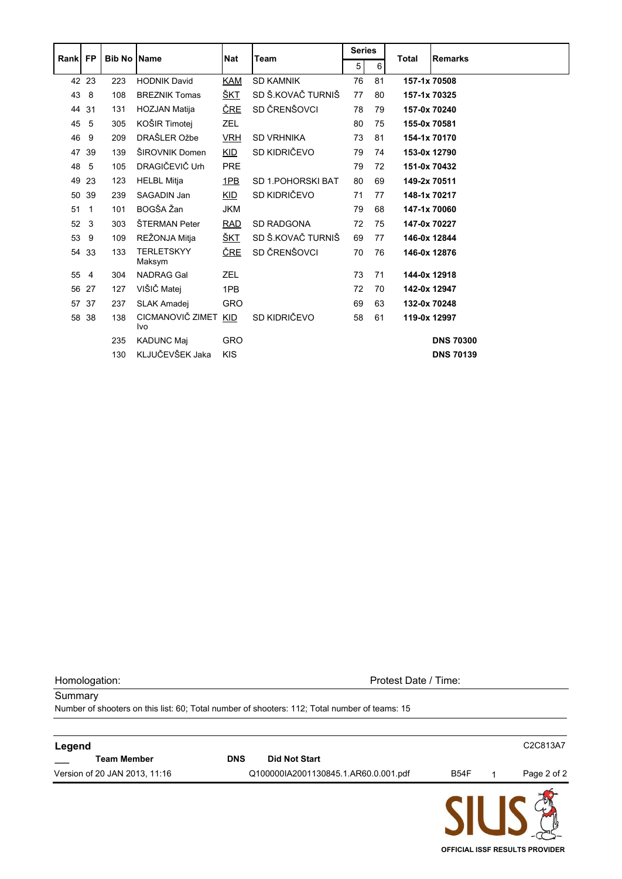| Rank | FP | Bib No | Name | Nat | Team | Series | | Total | Remarks |
|---|---|---|---|---|---|---|---|---|---|
| | | | | | | 5 | 6 | | |
| 42 | 23 | 223 | HODNIK David | KAM | SD KAMNIK | 76 | 81 | 157-1x | 70508 |
| 43 | 8 | 108 | BREZNIK Tomas | ŠKT | SD Š.KOVAČ TURNIŠ | 77 | 80 | 157-1x | 70325 |
| 44 | 31 | 131 | HOZJAN Matija | ČRE | SD ČRENŠOVCI | 78 | 79 | 157-0x | 70240 |
| 45 | 5 | 305 | KOŠIR Timotej | ZEL | | 80 | 75 | 155-0x | 70581 |
| 46 | 9 | 209 | DRAŠLER Ožbe | VRH | SD VRHNIKA | 73 | 81 | 154-1x | 70170 |
| 47 | 39 | 139 | ŠIROVNIK Domen | KID | SD KIDRIČEVO | 79 | 74 | 153-0x | 12790 |
| 48 | 5 | 105 | DRAGIČEVIČ Urh | PRE | | 79 | 72 | 151-0x | 70432 |
| 49 | 23 | 123 | HELBL Mitja | 1PB | SD 1.POHORSKI BAT | 80 | 69 | 149-2x | 70511 |
| 50 | 39 | 239 | SAGADIN Jan | KID | SD KIDRIČEVO | 71 | 77 | 148-1x | 70217 |
| 51 | 1 | 101 | BOGŠA Žan | JKM | | 79 | 68 | 147-1x | 70060 |
| 52 | 3 | 303 | ŠTERMAN Peter | RAD | SD RADGONA | 72 | 75 | 147-0x | 70227 |
| 53 | 9 | 109 | REŽONJA Mitja | ŠKT | SD Š.KOVAČ TURNIŠ | 69 | 77 | 146-0x | 12844 |
| 54 | 33 | 133 | TERLETSKYY Maksym | ČRE | SD ČRENŠOVCI | 70 | 76 | 146-0x | 12876 |
| 55 | 4 | 304 | NADRAG Gal | ZEL | | 73 | 71 | 144-0x | 12918 |
| 56 | 27 | 127 | VIŠIČ Matej | 1PB | | 72 | 70 | 142-0x | 12947 |
| 57 | 37 | 237 | SLAK Amadej | GRO | | 69 | 63 | 132-0x | 70248 |
| 58 | 38 | 138 | CICMANOVIČ ZIMET Ivo | KID | SD KIDRIČEVO | 58 | 61 | 119-0x | 12997 |
| | | 235 | KADUNC Maj | GRO | | | | | DNS 70300 |
| | | 130 | KLJUČEVŠEK Jaka | KIS | | | | | DNS 70139 |

Homologation: Protest Date / Time:

Summary

Number of shooters on this list: 60; Total number of shooters: 112; Total number of teams: 15

**Legend** C2C813A7

| | | | |
|---|---|---|---|
| ___ | **Team Member** | **DNS** | **Did Not Start** |

Version of 20 JAN 2013, 11:16 Q100000IA2001130845.1.AR60.0.001.pdf B54F 1

SIUS OFFICIAL ISSF RESULTS PROVIDER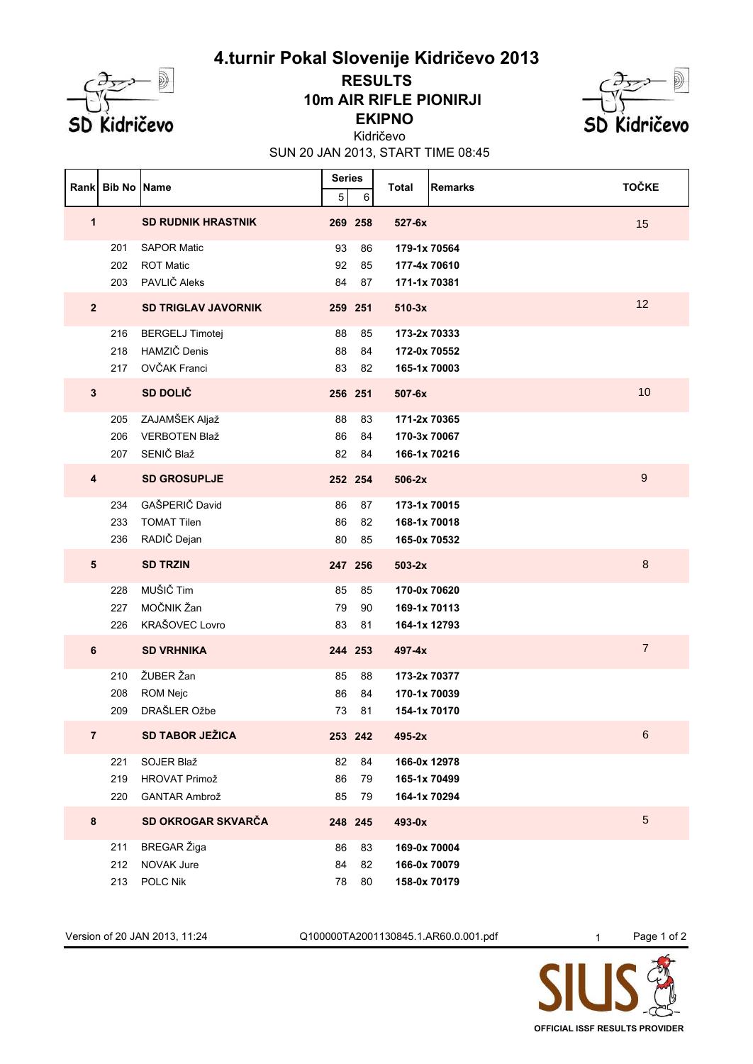# 4.turnir Pokal Slovenije Kidričevo 2013

## RESULTS
## 10m AIR RIFLE PIONIRJI
## EKIPNO

Kidričevo

SUN 20 JAN 2013, START TIME 08:45

| Rank | Bib No | Name | Series 5 | Series 6 | Total | Remarks | TOČKE |
|---|---|---|---|---|---|---|---|
| **1** | | **SD RUDNIK HRASTNIK** | **269** | **258** | **527-6x** | | 15 |
| | 201 | SAPOR Matic | 93 | 86 | **179-1x** | **70564** | |
| | 202 | ROT Matic | 92 | 85 | **177-4x** | **70610** | |
| | 203 | PAVLIČ Aleks | 84 | 87 | **171-1x** | **70381** | |
| **2** | | **SD TRIGLAV JAVORNIK** | **259** | **251** | **510-3x** | | 12 |
| | 216 | BERGELJ Timotej | 88 | 85 | **173-2x** | **70333** | |
| | 218 | HAMZIČ Denis | 88 | 84 | **172-0x** | **70552** | |
| | 217 | OVČAK Franci | 83 | 82 | **165-1x** | **70003** | |
| **3** | | **SD DOLIČ** | **256** | **251** | **507-6x** | | 10 |
| | 205 | ZAJAMŠEK Aljaž | 88 | 83 | **171-2x** | **70365** | |
| | 206 | VERBOTEN Blaž | 86 | 84 | **170-3x** | **70067** | |
| | 207 | SENIČ Blaž | 82 | 84 | **166-1x** | **70216** | |
| **4** | | **SD GROSUPLJE** | **252** | **254** | **506-2x** | | 9 |
| | 234 | GAŠPERIČ David | 86 | 87 | **173-1x** | **70015** | |
| | 233 | TOMAT Tilen | 86 | 82 | **168-1x** | **70018** | |
| | 236 | RADIČ Dejan | 80 | 85 | **165-0x** | **70532** | |
| **5** | | **SD TRZIN** | **247** | **256** | **503-2x** | | 8 |
| | 228 | MUŠIČ Tim | 85 | 85 | **170-0x** | **70620** | |
| | 227 | MOČNIK Žan | 79 | 90 | **169-1x** | **70113** | |
| | 226 | KRAŠOVEC Lovro | 83 | 81 | **164-1x** | **12793** | |
| **6** | | **SD VRHNIKA** | **244** | **253** | **497-4x** | | 7 |
| | 210 | ŽUBER Žan | 85 | 88 | **173-2x** | **70377** | |
| | 208 | ROM Nejc | 86 | 84 | **170-1x** | **70039** | |
| | 209 | DRAŠLER Ožbe | 73 | 81 | **154-1x** | **70170** | |
| **7** | | **SD TABOR JEŽICA** | **253** | **242** | **495-2x** | | 6 |
| | 221 | SOJER Blaž | 82 | 84 | **166-0x** | **12978** | |
| | 219 | HROVAT Primož | 86 | 79 | **165-1x** | **70499** | |
| | 220 | GANTAR Ambrož | 85 | 79 | **164-1x** | **70294** | |
| **8** | | **SD OKROGAR SKVARČA** | **248** | **245** | **493-0x** | | 5 |
| | 211 | BREGAR Žiga | 86 | 83 | **169-0x** | **70004** | |
| | 212 | NOVAK Jure | 84 | 82 | **166-0x** | **70079** | |
| | 213 | POLC Nik | 78 | 80 | **158-0x** | **70179** | |

Version of 20 JAN 2013, 11:24 Q100000TA2001130845.1.AR60.0.001.pdf

OFFICIAL ISSF RESULTS PROVIDER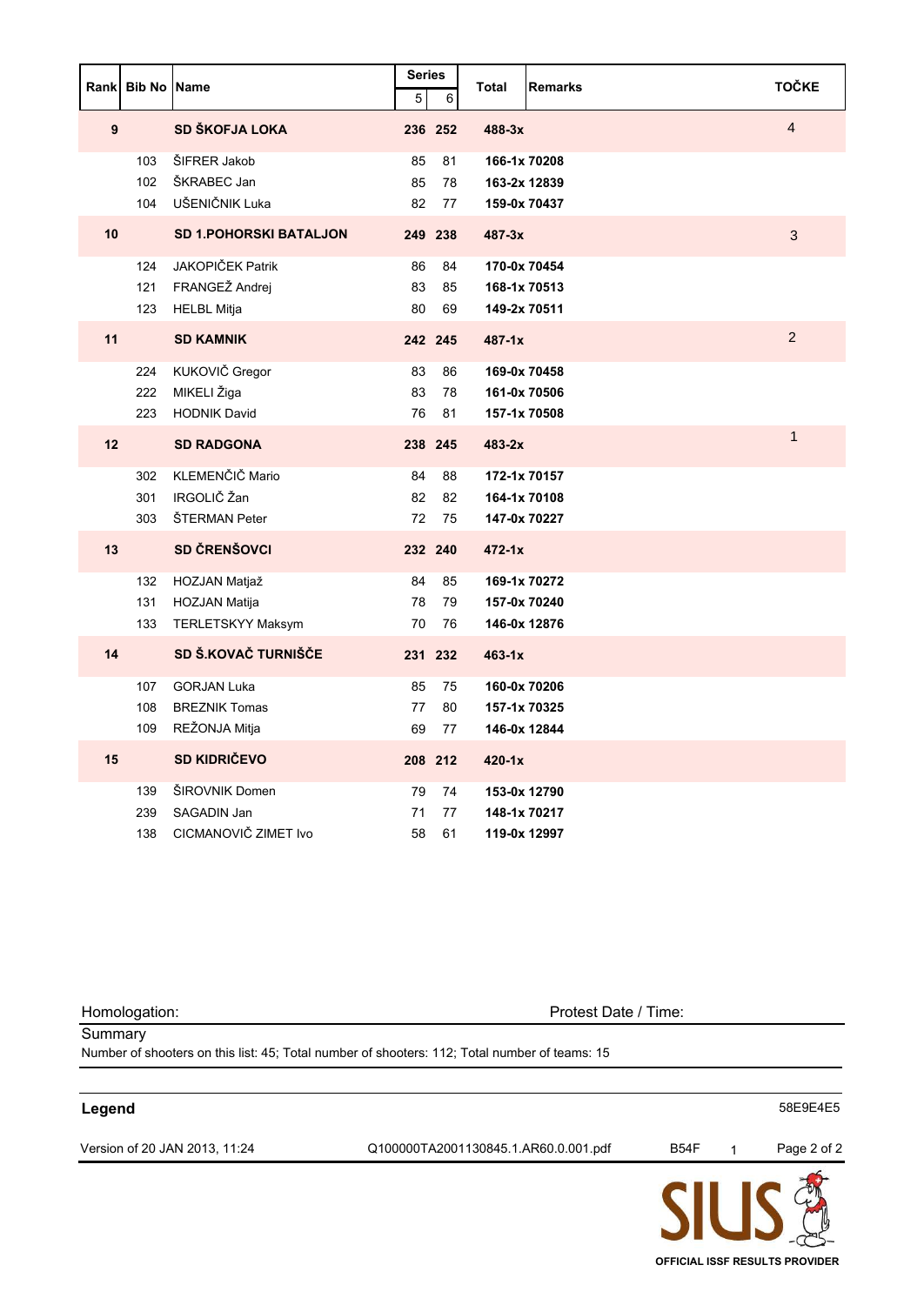| Rank | Bib No | Name | Series 5 | Series 6 | Total | Remarks | TOČKE |
|---|---|---|---|---|---|---|---|
| **9** | | **SD ŠKOFJA LOKA** | **236** | **252** | **488-3x** | | 4 |
| | 103 | ŠIFRER Jakob | 85 | 81 | **166-1x** | **70208** | |
| | 102 | ŠKRABEC Jan | 85 | 78 | **163-2x** | **12839** | |
| | 104 | UŠENIČNIK Luka | 82 | 77 | **159-0x** | **70437** | |
| **10** | | **SD 1.POHORSKI BATALJON** | **249** | **238** | **487-3x** | | 3 |
| | 124 | JAKOPIČEK Patrik | 86 | 84 | **170-0x** | **70454** | |
| | 121 | FRANGEŽ Andrej | 83 | 85 | **168-1x** | **70513** | |
| | 123 | HELBL Mitja | 80 | 69 | **149-2x** | **70511** | |
| **11** | | **SD KAMNIK** | **242** | **245** | **487-1x** | | 2 |
| | 224 | KUKOVIČ Gregor | 83 | 86 | **169-0x** | **70458** | |
| | 222 | MIKELI Žiga | 83 | 78 | **161-0x** | **70506** | |
| | 223 | HODNIK David | 76 | 81 | **157-1x** | **70508** | |
| **12** | | **SD RADGONA** | **238** | **245** | **483-2x** | | 1 |
| | 302 | KLEMENČIČ Mario | 84 | 88 | **172-1x** | **70157** | |
| | 301 | IRGOLIČ Žan | 82 | 82 | **164-1x** | **70108** | |
| | 303 | ŠTERMAN Peter | 72 | 75 | **147-0x** | **70227** | |
| **13** | | **SD ČRENŠOVCI** | **232** | **240** | **472-1x** | | |
| | 132 | HOZJAN Matjaž | 84 | 85 | **169-1x** | **70272** | |
| | 131 | HOZJAN Matija | 78 | 79 | **157-0x** | **70240** | |
| | 133 | TERLETSKYY Maksym | 70 | 76 | **146-0x** | **12876** | |
| **14** | | **SD Š.KOVAČ TURNIŠČE** | **231** | **232** | **463-1x** | | |
| | 107 | GORJAN Luka | 85 | 75 | **160-0x** | **70206** | |
| | 108 | BREZNIK Tomas | 77 | 80 | **157-1x** | **70325** | |
| | 109 | REŽONJA Mitja | 69 | 77 | **146-0x** | **12844** | |
| **15** | | **SD KIDRIČEVO** | **208** | **212** | **420-1x** | | |
| | 139 | ŠIROVNIK Domen | 79 | 74 | **153-0x** | **12790** | |
| | 239 | SAGADIN Jan | 71 | 77 | **148-1x** | **70217** | |
| | 138 | CICMANOVIČ ZIMET Ivo | 58 | 61 | **119-0x** | **12997** | |

Homologation: Protest Date / Time:

Summary

Number of shooters on this list: 45; Total number of shooters: 112; Total number of teams: 15

**Legend** 58E9E4E5

Version of 20 JAN 2013, 11:24 Q100000TA2001130845.1.AR60.0.001.pdf B54F 1

OFFICIAL ISSF RESULTS PROVIDER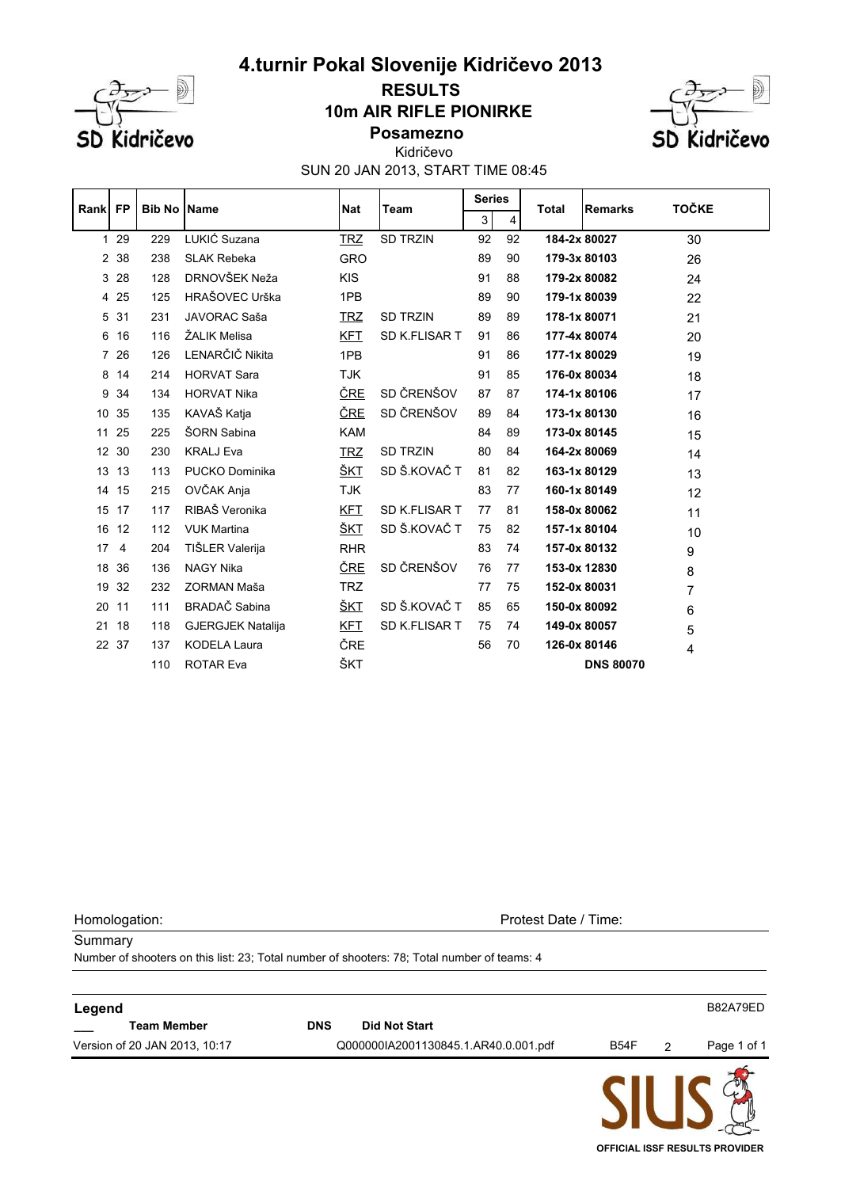# 4.turnir Pokal Slovenije Kidričevo 2013

## RESULTS
## 10m AIR RIFLE PIONIRKE
### Posamezno

Kidričevo

SUN 20 JAN 2013, START TIME 08:45

| Rank | FP | Bib No | Name | Nat | Team | Series 3 | Series 4 | Total | Remarks | TOČKE |
|---|---|---|---|---|---|---|---|---|---|---|
| 1 | 29 | 229 | LUKIĆ Suzana | TRZ | SD TRZIN | 92 | 92 | 184-2x | 80027 | 30 |
| 2 | 38 | 238 | SLAK Rebeka | GRO | | 89 | 90 | 179-3x | 80103 | 26 |
| 3 | 28 | 128 | DRNOVŠEK Neža | KIS | | 91 | 88 | 179-2x | 80082 | 24 |
| 4 | 25 | 125 | HRAŠOVEC Urška | 1PB | | 89 | 90 | 179-1x | 80039 | 22 |
| 5 | 31 | 231 | JAVORAC Saša | TRZ | SD TRZIN | 89 | 89 | 178-1x | 80071 | 21 |
| 6 | 16 | 116 | ŽALIK Melisa | KFT | SD K.FLISAR T | 91 | 86 | 177-4x | 80074 | 20 |
| 7 | 26 | 126 | LENARČIČ Nikita | 1PB | | 91 | 86 | 177-1x | 80029 | 19 |
| 8 | 14 | 214 | HORVAT Sara | TJK | | 91 | 85 | 176-0x | 80034 | 18 |
| 9 | 34 | 134 | HORVAT Nika | ČRE | SD ČRENŠOV | 87 | 87 | 174-1x | 80106 | 17 |
| 10 | 35 | 135 | KAVAŠ Katja | ČRE | SD ČRENŠOV | 89 | 84 | 173-1x | 80130 | 16 |
| 11 | 25 | 225 | ŠORN Sabina | KAM | | 84 | 89 | 173-0x | 80145 | 15 |
| 12 | 30 | 230 | KRALJ Eva | TRZ | SD TRZIN | 80 | 84 | 164-2x | 80069 | 14 |
| 13 | 13 | 113 | PUCKO Dominika | ŠKT | SD Š.KOVAČ T | 81 | 82 | 163-1x | 80129 | 13 |
| 14 | 15 | 215 | OVČAK Anja | TJK | | 83 | 77 | 160-1x | 80149 | 12 |
| 15 | 17 | 117 | RIBAŠ Veronika | KFT | SD K.FLISAR T | 77 | 81 | 158-0x | 80062 | 11 |
| 16 | 12 | 112 | VUK Martina | ŠKT | SD Š.KOVAČ T | 75 | 82 | 157-1x | 80104 | 10 |
| 17 | 4 | 204 | TIŠLER Valerija | RHR | | 83 | 74 | 157-0x | 80132 | 9 |
| 18 | 36 | 136 | NAGY Nika | ČRE | SD ČRENŠOV | 76 | 77 | 153-0x | 12830 | 8 |
| 19 | 32 | 232 | ZORMAN Maša | TRZ | | 77 | 75 | 152-0x | 80031 | 7 |
| 20 | 11 | 111 | BRADAČ Sabina | ŠKT | SD Š.KOVAČ T | 85 | 65 | 150-0x | 80092 | 6 |
| 21 | 18 | 118 | GJERGJEK Natalija | KFT | SD K.FLISAR T | 75 | 74 | 149-0x | 80057 | 5 |
| 22 | 37 | 137 | KODELA Laura | ČRE | | 56 | 70 | 126-0x | 80146 | 4 |
| | | 110 | ROTAR Eva | ŠKT | | | | | DNS 80070 | |

Homologation:

Protest Date / Time:

**Summary**

Number of shooters on this list: 23; Total number of shooters: 78; Total number of teams: 4

**Legend**

B82A79ED

| ___ | Team Member | DNS | Did Not Start |
|---|---|---|---|

Version of 20 JAN 2013, 10:17 — Q000000IA2001130845.1.AR40.0.001.pdf — B54F — 2

OFFICIAL ISSF RESULTS PROVIDER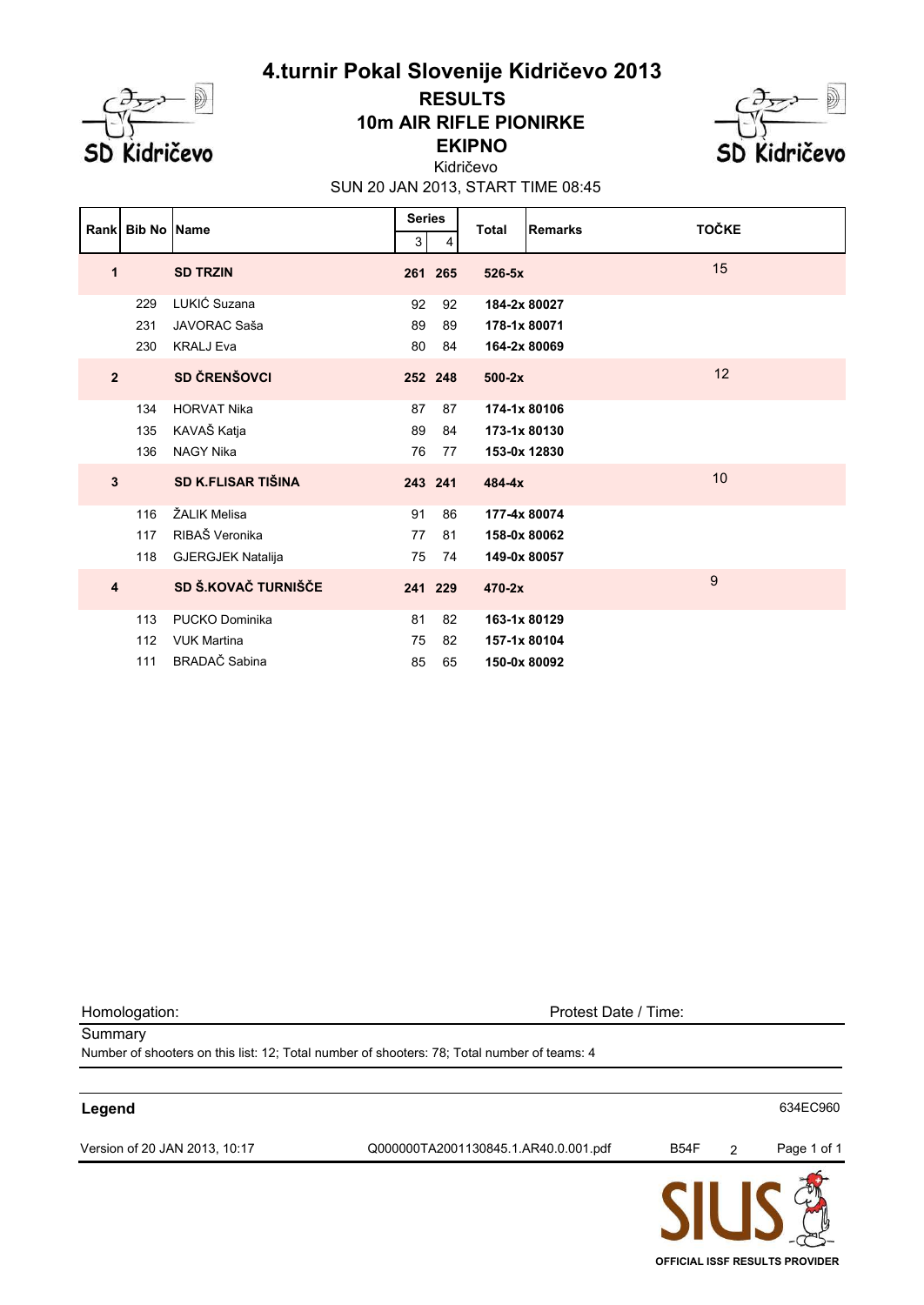# 4.turnir Pokal Slovenije Kidričevo 2013

## RESULTS
## 10m AIR RIFLE PIONIRKE
## EKIPNO

Kidričevo

SUN 20 JAN 2013, START TIME 08:45

| Rank | Bib No | Name | Series 3 | Series 4 | Total | Remarks | TOČKE |
|---|---|---|---|---|---|---|---|
| **1** | | **SD TRZIN** | **261** | **265** | **526-5x** | | 15 |
| | 229 | LUKIĆ Suzana | 92 | 92 | **184-2x** | **80027** | |
| | 231 | JAVORAC Saša | 89 | 89 | **178-1x** | **80071** | |
| | 230 | KRALJ Eva | 80 | 84 | **164-2x** | **80069** | |
| **2** | | **SD ČRENŠOVCI** | **252** | **248** | **500-2x** | | 12 |
| | 134 | HORVAT Nika | 87 | 87 | **174-1x** | **80106** | |
| | 135 | KAVAŠ Katja | 89 | 84 | **173-1x** | **80130** | |
| | 136 | NAGY Nika | 76 | 77 | **153-0x** | **12830** | |
| **3** | | **SD K.FLISAR TIŠINA** | **243** | **241** | **484-4x** | | 10 |
| | 116 | ŽALIK Melisa | 91 | 86 | **177-4x** | **80074** | |
| | 117 | RIBAŠ Veronika | 77 | 81 | **158-0x** | **80062** | |
| | 118 | GJERGJEK Natalija | 75 | 74 | **149-0x** | **80057** | |
| **4** | | **SD Š.KOVAČ TURNIŠČE** | **241** | **229** | **470-2x** | | 9 |
| | 113 | PUCKO Dominika | 81 | 82 | **163-1x** | **80129** | |
| | 112 | VUK Martina | 75 | 82 | **157-1x** | **80104** | |
| | 111 | BRADAČ Sabina | 85 | 65 | **150-0x** | **80092** | |

Homologation: Protest Date / Time:

Summary

Number of shooters on this list: 12; Total number of shooters: 78; Total number of teams: 4

**Legend** 634EC960

Version of 20 JAN 2013, 10:17 Q000000TA2001130845.1.AR40.0.001.pdf B54F 2

OFFICIAL ISSF RESULTS PROVIDER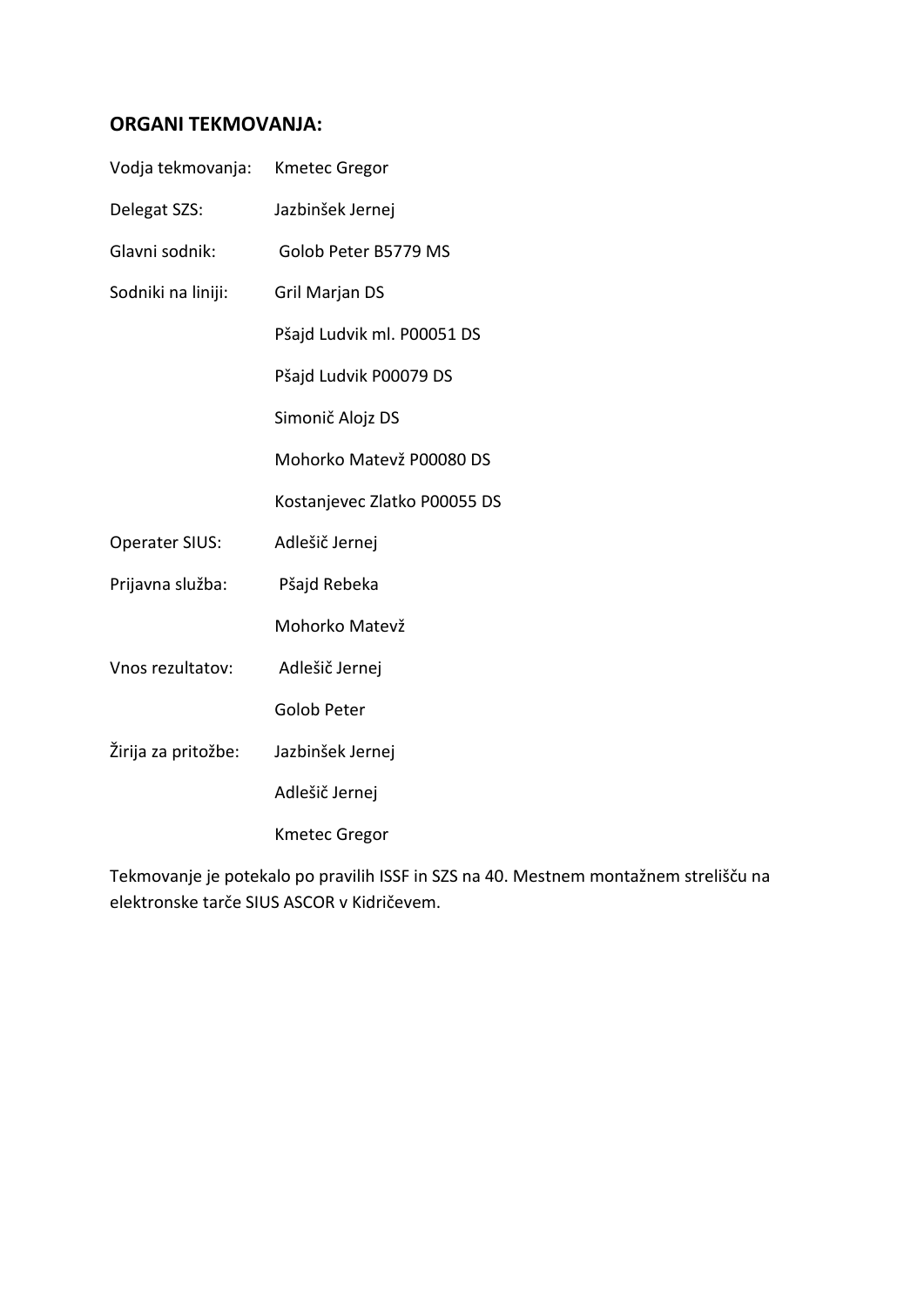## ORGANI TEKMOVANJA:

| | |
|---|---|
| Vodja tekmovanja: | Kmetec Gregor |
| Delegat SZS: | Jazbinšek Jernej |
| Glavni sodnik: | Golob Peter B5779 MS |
| Sodniki na liniji: | Gril Marjan DS |
| | Pšajd Ludvik ml. P00051 DS |
| | Pšajd Ludvik P00079 DS |
| | Simonič Alojz DS |
| | Mohorko Matevž P00080 DS |
| | Kostanjevec Zlatko P00055 DS |
| Operater SIUS: | Adlešič Jernej |
| Prijavna služba: | Pšajd Rebeka |
| | Mohorko Matevž |
| Vnos rezultatov: | Adlešič Jernej |
| | Golob Peter |
| Žirija za pritožbe: | Jazbinšek Jernej |
| | Adlešič Jernej |
| | Kmetec Gregor |

Tekmovanje je potekalo po pravilih ISSF in SZS na 40. Mestnem montažnem strelišču na elektronske tarče SIUS ASCOR v Kidričevem.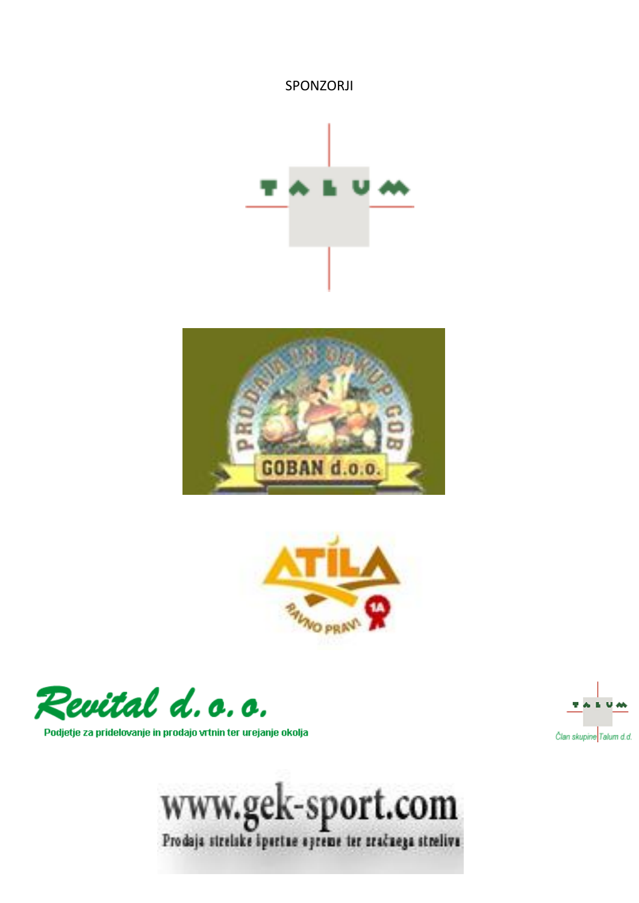SPONZORJI

TALUM

PRODAJA IN ODKUP GOB

GOBAN d.o.o.

ATILA

RAVNO PRAV!

1A

Revital d.o.o.

Podjetje za pridelovanje in prodajo vrtnin ter urejanje okolja

TALUM

Član skupine Talum d.d.

www.gek-sport.com

Prodaja strelske športne opreme ter zračnega streliva